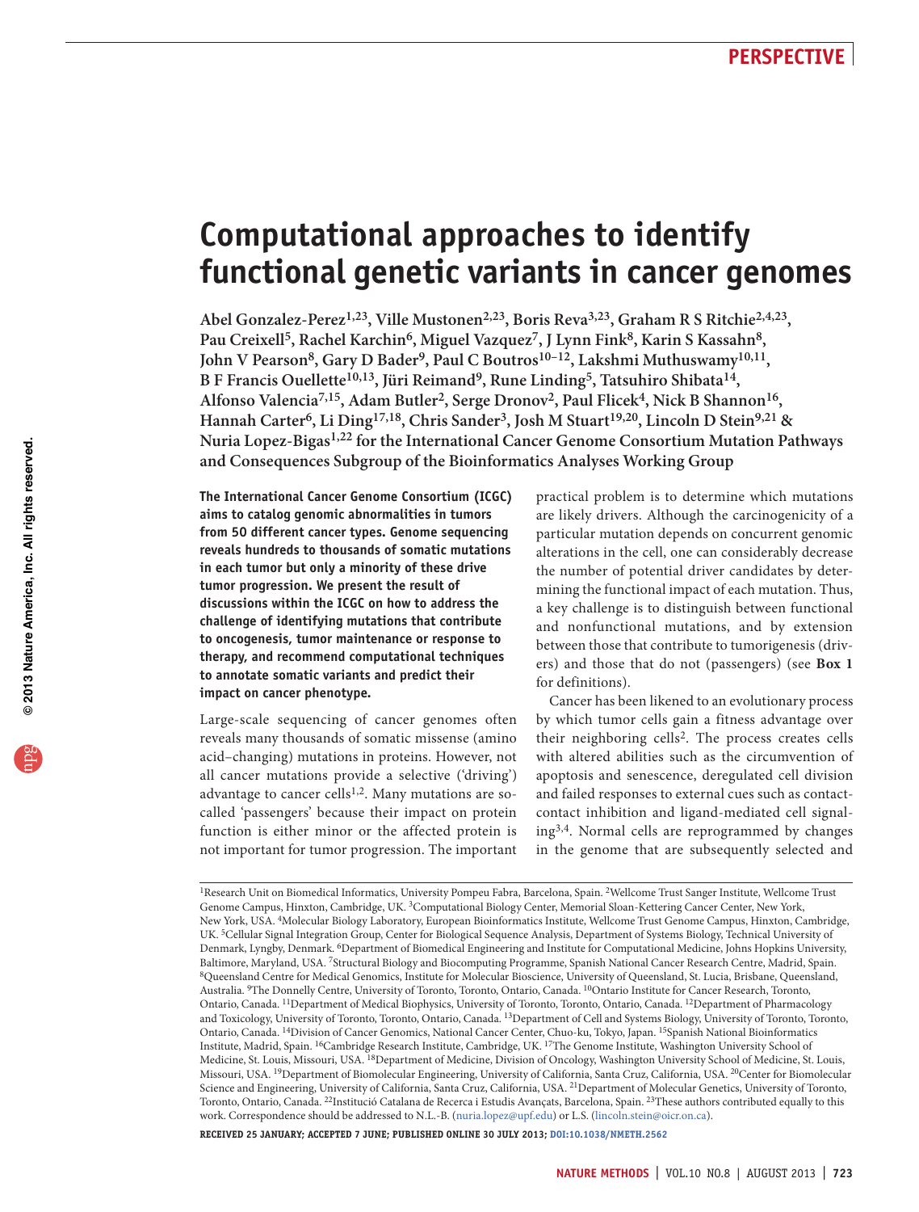# Computational approaches to identify functional genetic variants in cancer genomes

**Abel Gonzalez-Perez[1,23], Ville Mustonen[2,23], Boris Reva[3,23], Graham R S Ritchie[2,4,23], Pau Creixell[5], Rachel Karchin[6], Miguel Vazquez[7], J Lynn Fink[8], Karin S Kassahn[8], John V Pearson[8], Gary D Bader[9], Paul C Boutros[10–12], Lakshmi Muthuswamy[10,11], B F Francis Ouellette[10,13], Jüri Reimand[9], Rune Linding[5], Tatsuhiro Shibata[14], Alfonso Valencia[7,15], Adam Butler[2], Serge Dronov[2], Paul Flicek[4], Nick B Shannon[16], Hannah Carter[6], Li Ding[17,18], Chris Sander[3], Josh M Stuart[19,20], Lincoln D Stein[9,21] & Nuria Lopez-Bigas[1,22] for the International Cancer Genome Consortium Mutation Pathways and Consequences Subgroup of the Bioinformatics Analyses Working Group**

**The International Cancer Genome Consortium (ICGC) aims to catalog genomic abnormalities in tumors from 50 different cancer types. Genome sequencing reveals hundreds to thousands of somatic mutations in each tumor but only a minority of these drive tumor progression. We present the result of discussions within the ICGC on how to address the challenge of identifying mutations that contribute to oncogenesis, tumor maintenance or response to therapy, and recommend computational techniques to annotate somatic variants and predict their impact on cancer phenotype.**

Large-scale sequencing of cancer genomes often reveals many thousands of somatic missense (amino acid–changing) mutations in proteins. However, not all cancer mutations provide a selective ('driving') advantage to cancer cells[1,2]. Many mutations are so-called 'passengers' because their impact on protein function is either minor or the affected protein is not important for tumor progression. The important practical problem is to determine which mutations are likely drivers. Although the carcinogenicity of a particular mutation depends on concurrent genomic alterations in the cell, one can considerably decrease the number of potential driver candidates by determining the functional impact of each mutation. Thus, a key challenge is to distinguish between functional and nonfunctional mutations, and by extension between those that contribute to tumorigenesis (drivers) and those that do not (passengers) (see **Box 1** for definitions).

Cancer has been likened to an evolutionary process by which tumor cells gain a fitness advantage over their neighboring cells[2]. The process creates cells with altered abilities such as the circumvention of apoptosis and senescence, deregulated cell division and failed responses to external cues such as contact-contact inhibition and ligand-mediated cell signaling[3,4]. Normal cells are reprogrammed by changes in the genome that are subsequently selected and

[1]Research Unit on Biomedical Informatics, University Pompeu Fabra, Barcelona, Spain. [2]Wellcome Trust Sanger Institute, Wellcome Trust Genome Campus, Hinxton, Cambridge, UK. [3]Computational Biology Center, Memorial Sloan-Kettering Cancer Center, New York, New York, USA. [4]Molecular Biology Laboratory, European Bioinformatics Institute, Wellcome Trust Genome Campus, Hinxton, Cambridge, UK. [5]Cellular Signal Integration Group, Center for Biological Sequence Analysis, Department of Systems Biology, Technical University of Denmark, Lyngby, Denmark. [6]Department of Biomedical Engineering and Institute for Computational Medicine, Johns Hopkins University, Baltimore, Maryland, USA. [7]Structural Biology and Biocomputing Programme, Spanish National Cancer Research Centre, Madrid, Spain. [8]Queensland Centre for Medical Genomics, Institute for Molecular Bioscience, University of Queensland, St. Lucia, Brisbane, Queensland, Australia. [9]The Donnelly Centre, University of Toronto, Toronto, Ontario, Canada. [10]Ontario Institute for Cancer Research, Toronto, Ontario, Canada. [11]Department of Medical Biophysics, University of Toronto, Toronto, Ontario, Canada. [12]Department of Pharmacology and Toxicology, University of Toronto, Toronto, Ontario, Canada. [13]Department of Cell and Systems Biology, University of Toronto, Toronto, Ontario, Canada. [14]Division of Cancer Genomics, National Cancer Center, Chuo-ku, Tokyo, Japan. [15]Spanish National Bioinformatics Institute, Madrid, Spain. [16]Cambridge Research Institute, Cambridge, UK. [17]The Genome Institute, Washington University School of Medicine, St. Louis, Missouri, USA. [18]Department of Medicine, Division of Oncology, Washington University School of Medicine, St. Louis, Missouri, USA. [19]Department of Biomolecular Engineering, University of California, Santa Cruz, California, USA. [20]Center for Biomolecular Science and Engineering, University of California, Santa Cruz, California, USA. [21]Department of Molecular Genetics, University of Toronto, Toronto, Ontario, Canada. [22]Institució Catalana de Recerca i Estudis Avançats, Barcelona, Spain. [23]These authors contributed equally to this work. Correspondence should be addressed to N.L.-B. (nuria.lopez@upf.edu) or L.S. (lincoln.stein@oicr.on.ca).

RECEIVED 25 JANUARY; ACCEPTED 7 JUNE; PUBLISHED ONLINE 30 JULY 2013; DOI:10.1038/NMETH.2562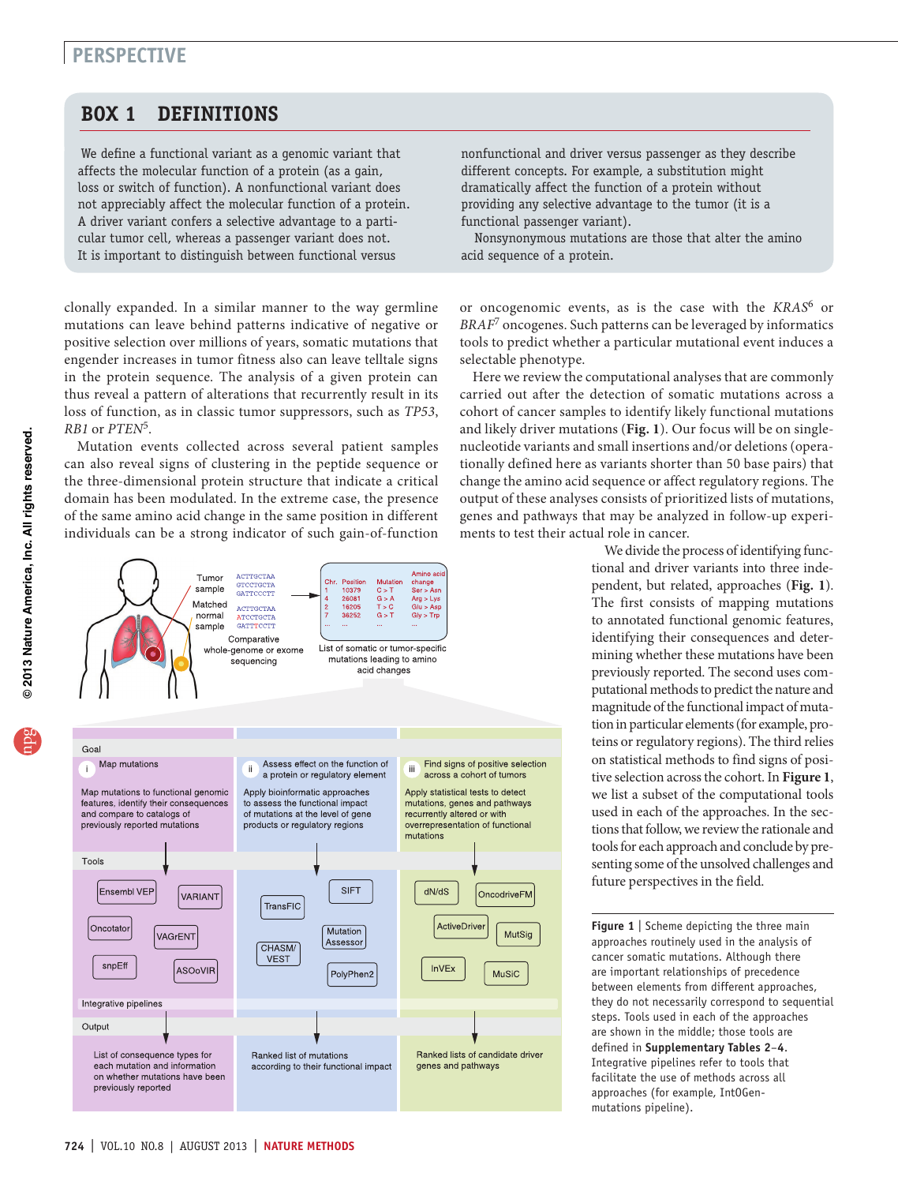## BOX 1 DEFINITIONS

We define a functional variant as a genomic variant that affects the molecular function of a protein (as a gain, loss or switch of function). A nonfunctional variant does not appreciably affect the molecular function of a protein. A driver variant confers a selective advantage to a particular tumor cell, whereas a passenger variant does not. It is important to distinguish between functional versus nonfunctional and driver versus passenger as they describe different concepts. For example, a substitution might dramatically affect the function of a protein without providing any selective advantage to the tumor (it is a functional passenger variant).

Nonsynonymous mutations are those that alter the amino acid sequence of a protein.

clonally expanded. In a similar manner to the way germline mutations can leave behind patterns indicative of negative or positive selection over millions of years, somatic mutations that engender increases in tumor fitness also can leave telltale signs in the protein sequence. The analysis of a given protein can thus reveal a pattern of alterations that recurrently result in its loss of function, as in classic tumor suppressors, such as *TP53*, *RB1* or *PTEN*[5].

Mutation events collected across several patient samples can also reveal signs of clustering in the peptide sequence or the three-dimensional protein structure that indicate a critical domain has been modulated. In the extreme case, the presence of the same amino acid change in the same position in different individuals can be a strong indicator of such gain-of-function or oncogenomic events, as is the case with the *KRAS*[6] or *BRAF*[7] oncogenes. Such patterns can be leveraged by informatics tools to predict whether a particular mutational event induces a selectable phenotype.

Here we review the computational analyses that are commonly carried out after the detection of somatic mutations across a cohort of cancer samples to identify likely functional mutations and likely driver mutations (**Fig. 1**). Our focus will be on single-nucleotide variants and small insertions and/or deletions (operationally defined here as variants shorter than 50 base pairs) that change the amino acid sequence or affect regulatory regions. The output of these analyses consists of prioritized lists of mutations, genes and pathways that may be analyzed in follow-up experiments to test their actual role in cancer.

We divide the process of identifying functional and driver variants into three independent, but related, approaches (**Fig. 1**). The first consists of mapping mutations to annotated functional genomic features, identifying their consequences and determining whether these mutations have been previously reported. The second uses computational methods to predict the nature and magnitude of the functional impact of mutation in particular elements (for example, proteins or regulatory regions). The third relies on statistical methods to find signs of positive selection across the cohort. In **Figure 1**, we list a subset of the computational tools used in each of the approaches. In the sections that follow, we review the rationale and tools for each approach and conclude by presenting some of the unsolved challenges and future perspectives in the field.

Tumor sample: ACTTGCTAA / GTCCTGCTA / GATTCCCTT

Matched normal sample: ACTTGCTAA / ATCCTGCTA / GATTTCCTT

Comparative whole-genome or exome sequencing

| Chr. | Position | Mutation | Amino acid change |
|---|---|---|---|
| 1 | 10379 | C > T | Ser > Asn |
| 4 | 26081 | G > A | Arg > Lys |
| 2 | 16205 | T > C | Glu > Asp |
| 7 | 36252 | G > T | Gly > Trp |
| ... | ... | ... | ... |

List of somatic or tumor-specific mutations leading to amino acid changes

| | i | ii | iii |
|---|---|---|---|
| Goal | Map mutations | Assess effect on the function of a protein or regulatory element | Find signs of positive selection across a cohort of tumors |
| | Map mutations to functional genomic features, identify their consequences and compare to catalogs of previously reported mutations | Apply bioinformatic approaches to assess the functional impact of mutations at the level of gene products or regulatory regions | Apply statistical tests to detect mutations, genes and pathways recurrently altered or with overrepresentation of functional mutations |
| Tools | Ensembl VEP, VARIANT, Oncotator, VAGrENT, snpEff, ASOoVIR | TransFIC, SIFT, CHASM/VEST, Mutation Assessor, PolyPhen2 | dN/dS, OncodriveFM, ActiveDriver, MutSig, InVEx, MuSiC |
| Integrative pipelines | | | |
| Output | List of consequence types for each mutation and information on whether mutations have been previously reported | Ranked list of mutations according to their functional impact | Ranked lists of candidate driver genes and pathways |

**Figure 1** | Scheme depicting the three main approaches routinely used in the analysis of cancer somatic mutations. Although there are important relationships of precedence between elements from different approaches, they do not necessarily correspond to sequential steps. Tools used in each of the approaches are shown in the middle; those tools are defined in **Supplementary Tables 2–4**. Integrative pipelines refer to tools that facilitate the use of methods across all approaches (for example, IntOGen-mutations pipeline).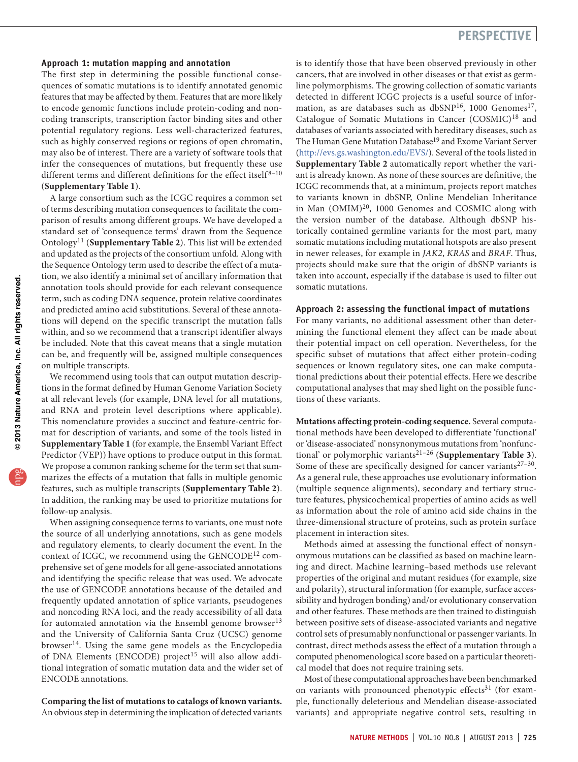### Approach 1: mutation mapping and annotation

The first step in determining the possible functional consequences of somatic mutations is to identify annotated genomic features that may be affected by them. Features that are more likely to encode genomic functions include protein-coding and noncoding transcripts, transcription factor binding sites and other potential regulatory regions. Less well-characterized features, such as highly conserved regions or regions of open chromatin, may also be of interest. There are a variety of software tools that infer the consequences of mutations, but frequently these use different terms and different definitions for the effect itself[8–10] (**Supplementary Table 1**).

A large consortium such as the ICGC requires a common set of terms describing mutation consequences to facilitate the comparison of results among different groups. We have developed a standard set of 'consequence terms' drawn from the Sequence Ontology[11] (**Supplementary Table 2**). This list will be extended and updated as the projects of the consortium unfold. Along with the Sequence Ontology term used to describe the effect of a mutation, we also identify a minimal set of ancillary information that annotation tools should provide for each relevant consequence term, such as coding DNA sequence, protein relative coordinates and predicted amino acid substitutions. Several of these annotations will depend on the specific transcript the mutation falls within, and so we recommend that a transcript identifier always be included. Note that this caveat means that a single mutation can be, and frequently will be, assigned multiple consequences on multiple transcripts.

We recommend using tools that can output mutation descriptions in the format defined by Human Genome Variation Society at all relevant levels (for example, DNA level for all mutations, and RNA and protein level descriptions where applicable). This nomenclature provides a succinct and feature-centric format for description of variants, and some of the tools listed in **Supplementary Table 1** (for example, the Ensembl Variant Effect Predictor (VEP)) have options to produce output in this format. We propose a common ranking scheme for the term set that summarizes the effects of a mutation that falls in multiple genomic features, such as multiple transcripts (**Supplementary Table 2**). In addition, the ranking may be used to prioritize mutations for follow-up analysis.

When assigning consequence terms to variants, one must note the source of all underlying annotations, such as gene models and regulatory elements, to clearly document the event. In the context of ICGC, we recommend using the GENCODE[12] comprehensive set of gene models for all gene-associated annotations and identifying the specific release that was used. We advocate the use of GENCODE annotations because of the detailed and frequently updated annotation of splice variants, pseudogenes and noncoding RNA loci, and the ready accessibility of all data for automated annotation via the Ensembl genome browser[13] and the University of California Santa Cruz (UCSC) genome browser[14]. Using the same gene models as the Encyclopedia of DNA Elements (ENCODE) project[15] will also allow additional integration of somatic mutation data and the wider set of ENCODE annotations.

**Comparing the list of mutations to catalogs of known variants.** An obvious step in determining the implication of detected variants is to identify those that have been observed previously in other cancers, that are involved in other diseases or that exist as germline polymorphisms. The growing collection of somatic variants detected in different ICGC projects is a useful source of information, as are databases such as dbSNP[16], 1000 Genomes[17], Catalogue of Somatic Mutations in Cancer (COSMIC)[18] and databases of variants associated with hereditary diseases, such as The Human Gene Mutation Database[19] and Exome Variant Server (http://evs.gs.washington.edu/EVS/). Several of the tools listed in **Supplementary Table 2** automatically report whether the variant is already known. As none of these sources are definitive, the ICGC recommends that, at a minimum, projects report matches to variants known in dbSNP, Online Mendelian Inheritance in Man (OMIM)[20], 1000 Genomes and COSMIC along with the version number of the database. Although dbSNP historically contained germline variants for the most part, many somatic mutations including mutational hotspots are also present in newer releases, for example in *JAK2*, *KRAS* and *BRAF*. Thus, projects should make sure that the origin of dbSNP variants is taken into account, especially if the database is used to filter out somatic mutations.

### Approach 2: assessing the functional impact of mutations

For many variants, no additional assessment other than determining the functional element they affect can be made about their potential impact on cell operation. Nevertheless, for the specific subset of mutations that affect either protein-coding sequences or known regulatory sites, one can make computational predictions about their potential effects. Here we describe computational analyses that may shed light on the possible functions of these variants.

**Mutations affecting protein-coding sequence.** Several computational methods have been developed to differentiate 'functional' or 'disease-associated' nonsynonymous mutations from 'nonfunctional' or polymorphic variants[21–26] (**Supplementary Table 3**). Some of these are specifically designed for cancer variants[27–30]. As a general rule, these approaches use evolutionary information (multiple sequence alignments), secondary and tertiary structure features, physicochemical properties of amino acids as well as information about the role of amino acid side chains in the three-dimensional structure of proteins, such as protein surface placement in interaction sites.

Methods aimed at assessing the functional effect of nonsynonymous mutations can be classified as based on machine learning and direct. Machine learning–based methods use relevant properties of the original and mutant residues (for example, size and polarity), structural information (for example, surface accessibility and hydrogen bonding) and/or evolutionary conservation and other features. These methods are then trained to distinguish between positive sets of disease-associated variants and negative control sets of presumably nonfunctional or passenger variants. In contrast, direct methods assess the effect of a mutation through a computed phenomenological score based on a particular theoretical model that does not require training sets.

Most of these computational approaches have been benchmarked on variants with pronounced phenotypic effects[31] (for example, functionally deleterious and Mendelian disease-associated variants) and appropriate negative control sets, resulting in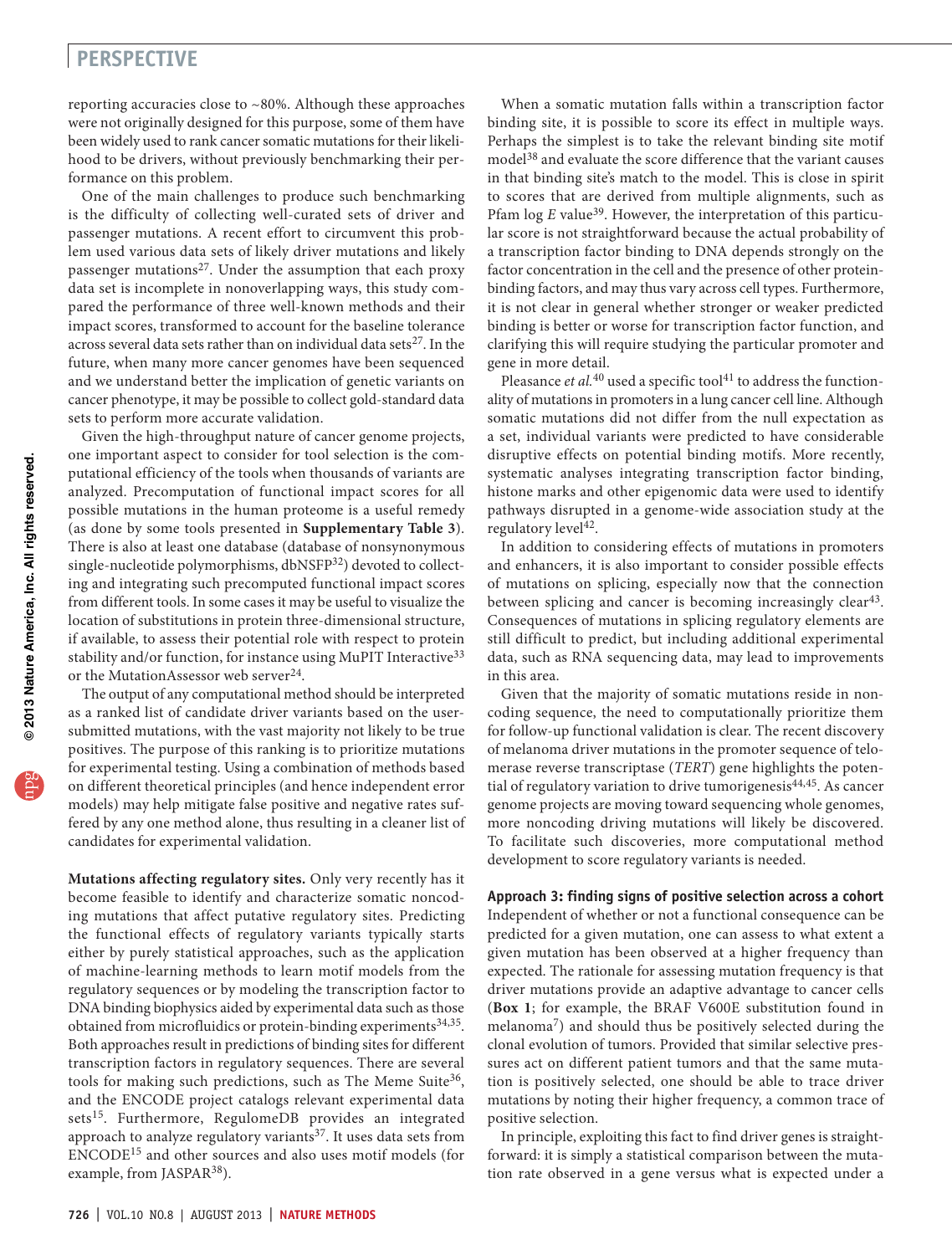reporting accuracies close to ~80%. Although these approaches were not originally designed for this purpose, some of them have been widely used to rank cancer somatic mutations for their likelihood to be drivers, without previously benchmarking their performance on this problem.

One of the main challenges to produce such benchmarking is the difficulty of collecting well-curated sets of driver and passenger mutations. A recent effort to circumvent this problem used various data sets of likely driver mutations and likely passenger mutations[27]. Under the assumption that each proxy data set is incomplete in nonoverlapping ways, this study compared the performance of three well-known methods and their impact scores, transformed to account for the baseline tolerance across several data sets rather than on individual data sets[27]. In the future, when many more cancer genomes have been sequenced and we understand better the implication of genetic variants on cancer phenotype, it may be possible to collect gold-standard data sets to perform more accurate validation.

Given the high-throughput nature of cancer genome projects, one important aspect to consider for tool selection is the computational efficiency of the tools when thousands of variants are analyzed. Precomputation of functional impact scores for all possible mutations in the human proteome is a useful remedy (as done by some tools presented in **Supplementary Table 3**). There is also at least one database (database of nonsynonymous single-nucleotide polymorphisms, dbNSFP[32]) devoted to collecting and integrating such precomputed functional impact scores from different tools. In some cases it may be useful to visualize the location of substitutions in protein three-dimensional structure, if available, to assess their potential role with respect to protein stability and/or function, for instance using MuPIT Interactive[33] or the MutationAssessor web server[24].

The output of any computational method should be interpreted as a ranked list of candidate driver variants based on the user-submitted mutations, with the vast majority not likely to be true positives. The purpose of this ranking is to prioritize mutations for experimental testing. Using a combination of methods based on different theoretical principles (and hence independent error models) may help mitigate false positive and negative rates suffered by any one method alone, thus resulting in a cleaner list of candidates for experimental validation.

**Mutations affecting regulatory sites.** Only very recently has it become feasible to identify and characterize somatic noncoding mutations that affect putative regulatory sites. Predicting the functional effects of regulatory variants typically starts either by purely statistical approaches, such as the application of machine-learning methods to learn motif models from the regulatory sequences or by modeling the transcription factor to DNA binding biophysics aided by experimental data such as those obtained from microfluidics or protein-binding experiments[34,35]. Both approaches result in predictions of binding sites for different transcription factors in regulatory sequences. There are several tools for making such predictions, such as The Meme Suite[36], and the ENCODE project catalogs relevant experimental data sets[15]. Furthermore, RegulomeDB provides an integrated approach to analyze regulatory variants[37]. It uses data sets from ENCODE[15] and other sources and also uses motif models (for example, from JASPAR[38]).

When a somatic mutation falls within a transcription factor binding site, it is possible to score its effect in multiple ways. Perhaps the simplest is to take the relevant binding site motif model[38] and evaluate the score difference that the variant causes in that binding site's match to the model. This is close in spirit to scores that are derived from multiple alignments, such as Pfam log *E* value[39]. However, the interpretation of this particular score is not straightforward because the actual probability of a transcription factor binding to DNA depends strongly on the factor concentration in the cell and the presence of other protein-binding factors, and may thus vary across cell types. Furthermore, it is not clear in general whether stronger or weaker predicted binding is better or worse for transcription factor function, and clarifying this will require studying the particular promoter and gene in more detail.

Pleasance *et al.*[40] used a specific tool[41] to address the functionality of mutations in promoters in a lung cancer cell line. Although somatic mutations did not differ from the null expectation as a set, individual variants were predicted to have considerable disruptive effects on potential binding motifs. More recently, systematic analyses integrating transcription factor binding, histone marks and other epigenomic data were used to identify pathways disrupted in a genome-wide association study at the regulatory level[42].

In addition to considering effects of mutations in promoters and enhancers, it is also important to consider possible effects of mutations on splicing, especially now that the connection between splicing and cancer is becoming increasingly clear[43]. Consequences of mutations in splicing regulatory elements are still difficult to predict, but including additional experimental data, such as RNA sequencing data, may lead to improvements in this area.

Given that the majority of somatic mutations reside in noncoding sequence, the need to computationally prioritize them for follow-up functional validation is clear. The recent discovery of melanoma driver mutations in the promoter sequence of telomerase reverse transcriptase (*TERT*) gene highlights the potential of regulatory variation to drive tumorigenesis[44,45]. As cancer genome projects are moving toward sequencing whole genomes, more noncoding driving mutations will likely be discovered. To facilitate such discoveries, more computational method development to score regulatory variants is needed.

### Approach 3: finding signs of positive selection across a cohort

Independent of whether or not a functional consequence can be predicted for a given mutation, one can assess to what extent a given mutation has been observed at a higher frequency than expected. The rationale for assessing mutation frequency is that driver mutations provide an adaptive advantage to cancer cells (**Box 1**; for example, the BRAF V600E substitution found in melanoma[7]) and should thus be positively selected during the clonal evolution of tumors. Provided that similar selective pressures act on different patient tumors and that the same mutation is positively selected, one should be able to trace driver mutations by noting their higher frequency, a common trace of positive selection.

In principle, exploiting this fact to find driver genes is straightforward: it is simply a statistical comparison between the mutation rate observed in a gene versus what is expected under a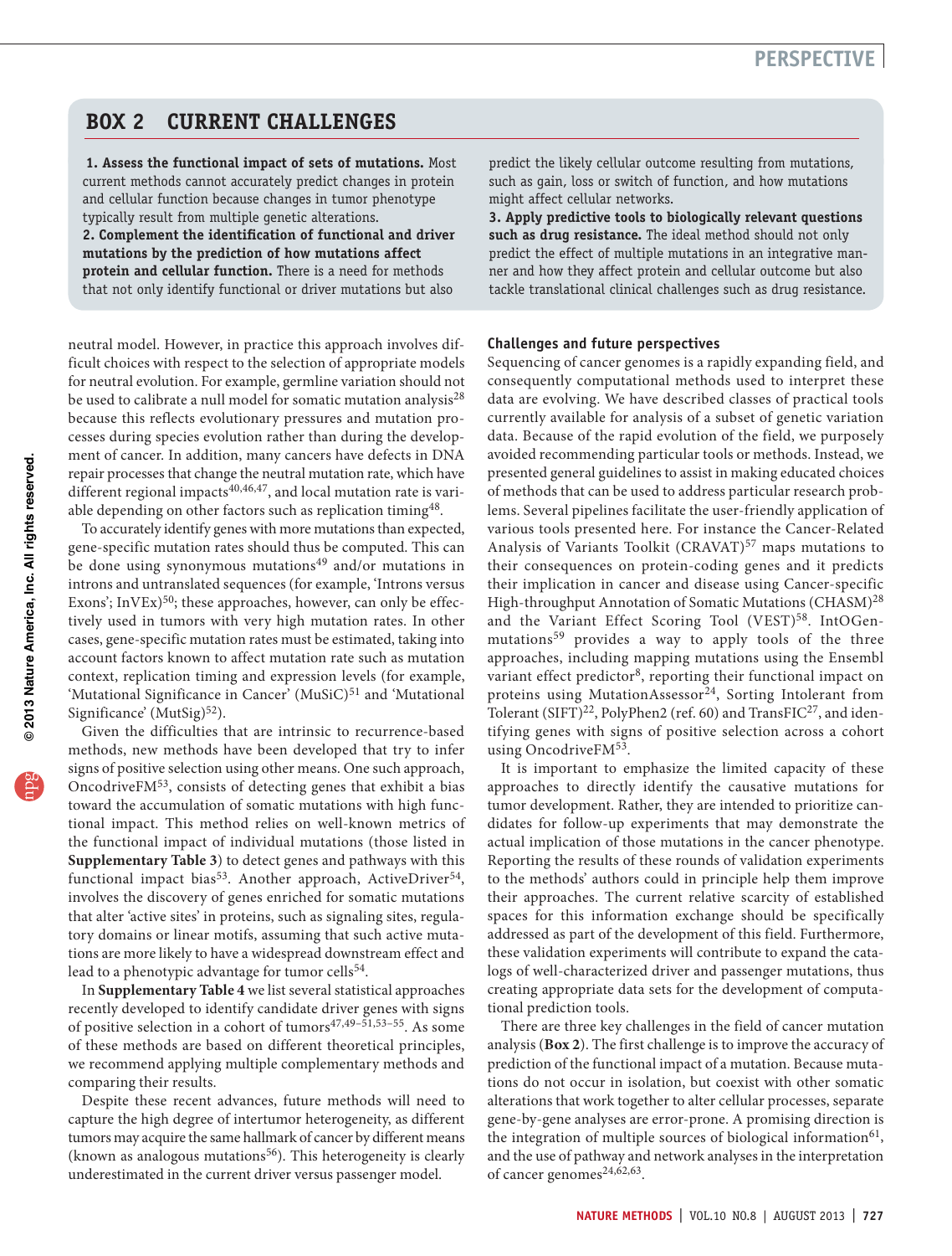## Box 2 Current challenges

**1. Assess the functional impact of sets of mutations.** Most current methods cannot accurately predict changes in protein and cellular function because changes in tumor phenotype typically result from multiple genetic alterations.

**2. Complement the identification of functional and driver mutations by the prediction of how mutations affect protein and cellular function.** There is a need for methods that not only identify functional or driver mutations but also predict the likely cellular outcome resulting from mutations, such as gain, loss or switch of function, and how mutations might affect cellular networks.

**3. Apply predictive tools to biologically relevant questions such as drug resistance.** The ideal method should not only predict the effect of multiple mutations in an integrative manner and how they affect protein and cellular outcome but also tackle translational clinical challenges such as drug resistance.

neutral model. However, in practice this approach involves difficult choices with respect to the selection of appropriate models for neutral evolution. For example, germline variation should not be used to calibrate a null model for somatic mutation analysis[28] because this reflects evolutionary pressures and mutation processes during species evolution rather than during the development of cancer. In addition, many cancers have defects in DNA repair processes that change the neutral mutation rate, which have different regional impacts[40,46,47], and local mutation rate is variable depending on other factors such as replication timing[48].

To accurately identify genes with more mutations than expected, gene-specific mutation rates should thus be computed. This can be done using synonymous mutations[49] and/or mutations in introns and untranslated sequences (for example, 'Introns versus Exons'; InVEx)[50]; these approaches, however, can only be effectively used in tumors with very high mutation rates. In other cases, gene-specific mutation rates must be estimated, taking into account factors known to affect mutation rate such as mutation context, replication timing and expression levels (for example, 'Mutational Significance in Cancer' (MuSiC)[51] and 'Mutational Significance' (MutSig)[52]).

Given the difficulties that are intrinsic to recurrence-based methods, new methods have been developed that try to infer signs of positive selection using other means. One such approach, OncodriveFM[53], consists of detecting genes that exhibit a bias toward the accumulation of somatic mutations with high functional impact. This method relies on well-known metrics of the functional impact of individual mutations (those listed in **Supplementary Table 3**) to detect genes and pathways with this functional impact bias[53]. Another approach, ActiveDriver[54], involves the discovery of genes enriched for somatic mutations that alter 'active sites' in proteins, such as signaling sites, regulatory domains or linear motifs, assuming that such active mutations are more likely to have a widespread downstream effect and lead to a phenotypic advantage for tumor cells[54].

In **Supplementary Table 4** we list several statistical approaches recently developed to identify candidate driver genes with signs of positive selection in a cohort of tumors[47,49–51,53–55]. As some of these methods are based on different theoretical principles, we recommend applying multiple complementary methods and comparing their results.

Despite these recent advances, future methods will need to capture the high degree of intertumor heterogeneity, as different tumors may acquire the same hallmark of cancer by different means (known as analogous mutations[56]). This heterogeneity is clearly underestimated in the current driver versus passenger model.

### Challenges and future perspectives

Sequencing of cancer genomes is a rapidly expanding field, and consequently computational methods used to interpret these data are evolving. We have described classes of practical tools currently available for analysis of a subset of genetic variation data. Because of the rapid evolution of the field, we purposely avoided recommending particular tools or methods. Instead, we presented general guidelines to assist in making educated choices of methods that can be used to address particular research problems. Several pipelines facilitate the user-friendly application of various tools presented here. For instance the Cancer-Related Analysis of Variants Toolkit (CRAVAT)[57] maps mutations to their consequences on protein-coding genes and it predicts their implication in cancer and disease using Cancer-specific High-throughput Annotation of Somatic Mutations (CHASM)[28] and the Variant Effect Scoring Tool (VEST)[58]. IntOGen-mutations[59] provides a way to apply tools of the three approaches, including mapping mutations using the Ensembl variant effect predictor[8], reporting their functional impact on proteins using MutationAssessor[24], Sorting Intolerant from Tolerant (SIFT)[22], PolyPhen2 (ref. 60) and TransFIC[27], and identifying genes with signs of positive selection across a cohort using OncodriveFM[53].

It is important to emphasize the limited capacity of these approaches to directly identify the causative mutations for tumor development. Rather, they are intended to prioritize candidates for follow-up experiments that may demonstrate the actual implication of those mutations in the cancer phenotype. Reporting the results of these rounds of validation experiments to the methods' authors could in principle help them improve their approaches. The current relative scarcity of established spaces for this information exchange should be specifically addressed as part of the development of this field. Furthermore, these validation experiments will contribute to expand the catalogs of well-characterized driver and passenger mutations, thus creating appropriate data sets for the development of computational prediction tools.

There are three key challenges in the field of cancer mutation analysis (**Box 2**). The first challenge is to improve the accuracy of prediction of the functional impact of a mutation. Because mutations do not occur in isolation, but coexist with other somatic alterations that work together to alter cellular processes, separate gene-by-gene analyses are error-prone. A promising direction is the integration of multiple sources of biological information[61], and the use of pathway and network analyses in the interpretation of cancer genomes[24,62,63].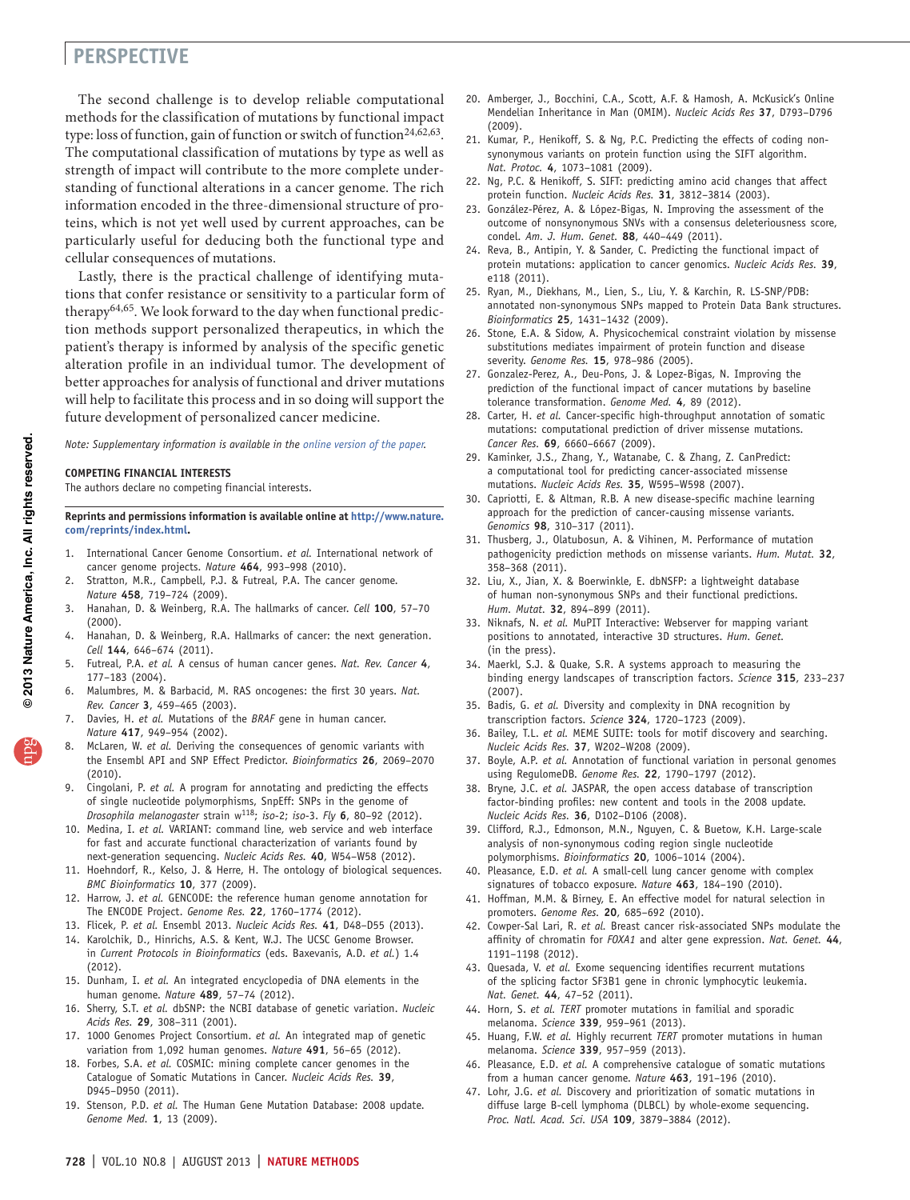The second challenge is to develop reliable computational methods for the classification of mutations by functional impact type: loss of function, gain of function or switch of function[24,62,63]. The computational classification of mutations by type as well as strength of impact will contribute to the more complete understanding of functional alterations in a cancer genome. The rich information encoded in the three-dimensional structure of proteins, which is not yet well used by current approaches, can be particularly useful for deducing both the functional type and cellular consequences of mutations.

Lastly, there is the practical challenge of identifying mutations that confer resistance or sensitivity to a particular form of therapy[64,65]. We look forward to the day when functional prediction methods support personalized therapeutics, in which the patient's therapy is informed by analysis of the specific genetic alteration profile in an individual tumor. The development of better approaches for analysis of functional and driver mutations will help to facilitate this process and in so doing will support the future development of personalized cancer medicine.

*Note: Supplementary information is available in the online version of the paper.*

#### COMPETING FINANCIAL INTERESTS

The authors declare no competing financial interests.

**Reprints and permissions information is available online at http://www.nature.com/reprints/index.html.**

1. International Cancer Genome Consortium. *et al.* International network of cancer genome projects. *Nature* **464**, 993–998 (2010).
2. Stratton, M.R., Campbell, P.J. & Futreal, P.A. The cancer genome. *Nature* **458**, 719–724 (2009).
3. Hanahan, D. & Weinberg, R.A. The hallmarks of cancer. *Cell* **100**, 57–70 (2000).
4. Hanahan, D. & Weinberg, R.A. Hallmarks of cancer: the next generation. *Cell* **144**, 646–674 (2011).
5. Futreal, P.A. *et al.* A census of human cancer genes. *Nat. Rev. Cancer* **4**, 177–183 (2004).
6. Malumbres, M. & Barbacid, M. RAS oncogenes: the first 30 years. *Nat. Rev. Cancer* **3**, 459–465 (2003).
7. Davies, H. *et al.* Mutations of the *BRAF* gene in human cancer. *Nature* **417**, 949–954 (2002).
8. McLaren, W. *et al.* Deriving the consequences of genomic variants with the Ensembl API and SNP Effect Predictor. *Bioinformatics* **26**, 2069–2070 (2010).
9. Cingolani, P. *et al.* A program for annotating and predicting the effects of single nucleotide polymorphisms, SnpEff: SNPs in the genome of *Drosophila melanogaster* strain w[1118]; *iso-2*; *iso-3*. *Fly* **6**, 80–92 (2012).
10. Medina, I. *et al.* VARIANT: command line, web service and web interface for fast and accurate functional characterization of variants found by next-generation sequencing. *Nucleic Acids Res.* **40**, W54–W58 (2012).
11. Hoehndorf, R., Kelso, J. & Herre, H. The ontology of biological sequences. *BMC Bioinformatics* **10**, 377 (2009).
12. Harrow, J. *et al.* GENCODE: the reference human genome annotation for The ENCODE Project. *Genome Res.* **22**, 1760–1774 (2012).
13. Flicek, P. *et al.* Ensembl 2013. *Nucleic Acids Res.* **41**, D48–D55 (2013).
14. Karolchik, D., Hinrichs, A.S. & Kent, W.J. The UCSC Genome Browser. in *Current Protocols in Bioinformatics* (eds. Baxevanis, A.D. *et al.*) 1.4 (2012).
15. Dunham, I. *et al.* An integrated encyclopedia of DNA elements in the human genome. *Nature* **489**, 57–74 (2012).
16. Sherry, S.T. *et al.* dbSNP: the NCBI database of genetic variation. *Nucleic Acids Res.* **29**, 308–311 (2001).
17. 1000 Genomes Project Consortium. *et al.* An integrated map of genetic variation from 1,092 human genomes. *Nature* **491**, 56–65 (2012).
18. Forbes, S.A. *et al.* COSMIC: mining complete cancer genomes in the Catalogue of Somatic Mutations in Cancer. *Nucleic Acids Res.* **39**, D945–D950 (2011).
19. Stenson, P.D. *et al.* The Human Gene Mutation Database: 2008 update. *Genome Med.* **1**, 13 (2009).
20. Amberger, J., Bocchini, C.A., Scott, A.F. & Hamosh, A. McKusick's Online Mendelian Inheritance in Man (OMIM). *Nucleic Acids Res* **37**, D793–D796 (2009).
21. Kumar, P., Henikoff, S. & Ng, P.C. Predicting the effects of coding non-synonymous variants on protein function using the SIFT algorithm. *Nat. Protoc.* **4**, 1073–1081 (2009).
22. Ng, P.C. & Henikoff, S. SIFT: predicting amino acid changes that affect protein function. *Nucleic Acids Res.* **31**, 3812–3814 (2003).
23. González-Pérez, A. & López-Bigas, N. Improving the assessment of the outcome of nonsynonymous SNVs with a consensus deleteriousness score, condel. *Am. J. Hum. Genet.* **88**, 440–449 (2011).
24. Reva, B., Antipin, Y. & Sander, C. Predicting the functional impact of protein mutations: application to cancer genomics. *Nucleic Acids Res.* **39**, e118 (2011).
25. Ryan, M., Diekhans, M., Lien, S., Liu, Y. & Karchin, R. LS-SNP/PDB: annotated non-synonymous SNPs mapped to Protein Data Bank structures. *Bioinformatics* **25**, 1431–1432 (2009).
26. Stone, E.A. & Sidow, A. Physicochemical constraint violation by missense substitutions mediates impairment of protein function and disease severity. *Genome Res.* **15**, 978–986 (2005).
27. Gonzalez-Perez, A., Deu-Pons, J. & Lopez-Bigas, N. Improving the prediction of the functional impact of cancer mutations by baseline tolerance transformation. *Genome Med.* **4**, 89 (2012).
28. Carter, H. *et al.* Cancer-specific high-throughput annotation of somatic mutations: computational prediction of driver missense mutations. *Cancer Res.* **69**, 6660–6667 (2009).
29. Kaminker, J.S., Zhang, Y., Watanabe, C. & Zhang, Z. CanPredict: a computational tool for predicting cancer-associated missense mutations. *Nucleic Acids Res.* **35**, W595–W598 (2007).
30. Capriotti, E. & Altman, R.B. A new disease-specific machine learning approach for the prediction of cancer-causing missense variants. *Genomics* **98**, 310–317 (2011).
31. Thusberg, J., Olatubosun, A. & Vihinen, M. Performance of mutation pathogenicity prediction methods on missense variants. *Hum. Mutat.* **32**, 358–368 (2011).
32. Liu, X., Jian, X. & Boerwinkle, E. dbNSFP: a lightweight database of human non-synonymous SNPs and their functional predictions. *Hum. Mutat.* **32**, 894–899 (2011).
33. Niknafs, N. *et al.* MuPIT Interactive: Webserver for mapping variant positions to annotated, interactive 3D structures. *Hum. Genet.* (in the press).
34. Maerkl, S.J. & Quake, S.R. A systems approach to measuring the binding energy landscapes of transcription factors. *Science* **315**, 233–237 (2007).
35. Badis, G. *et al.* Diversity and complexity in DNA recognition by transcription factors. *Science* **324**, 1720–1723 (2009).
36. Bailey, T.L. *et al.* MEME SUITE: tools for motif discovery and searching. *Nucleic Acids Res.* **37**, W202–W208 (2009).
37. Boyle, A.P. *et al.* Annotation of functional variation in personal genomes using RegulomeDB. *Genome Res.* **22**, 1790–1797 (2012).
38. Bryne, J.C. *et al.* JASPAR, the open access database of transcription factor-binding profiles: new content and tools in the 2008 update. *Nucleic Acids Res.* **36**, D102–D106 (2008).
39. Clifford, R.J., Edmonson, M.N., Nguyen, C. & Buetow, K.H. Large-scale analysis of non-synonymous coding region single nucleotide polymorphisms. *Bioinformatics* **20**, 1006–1014 (2004).
40. Pleasance, E.D. *et al.* A small-cell lung cancer genome with complex signatures of tobacco exposure. *Nature* **463**, 184–190 (2010).
41. Hoffman, M.M. & Birney, E. An effective model for natural selection in promoters. *Genome Res.* **20**, 685–692 (2010).
42. Cowper-Sal Lari, R. *et al.* Breast cancer risk-associated SNPs modulate the affinity of chromatin for *FOXA1* and alter gene expression. *Nat. Genet.* **44**, 1191–1198 (2012).
43. Quesada, V. *et al.* Exome sequencing identifies recurrent mutations of the splicing factor SF3B1 gene in chronic lymphocytic leukemia. *Nat. Genet.* **44**, 47–52 (2011).
44. Horn, S. *et al.* *TERT* promoter mutations in familial and sporadic melanoma. *Science* **339**, 959–961 (2013).
45. Huang, F.W. *et al.* Highly recurrent *TERT* promoter mutations in human melanoma. *Science* **339**, 957–959 (2013).
46. Pleasance, E.D. *et al.* A comprehensive catalogue of somatic mutations from a human cancer genome. *Nature* **463**, 191–196 (2010).
47. Lohr, J.G. *et al.* Discovery and prioritization of somatic mutations in diffuse large B-cell lymphoma (DLBCL) by whole-exome sequencing. *Proc. Natl. Acad. Sci. USA* **109**, 3879–3884 (2012).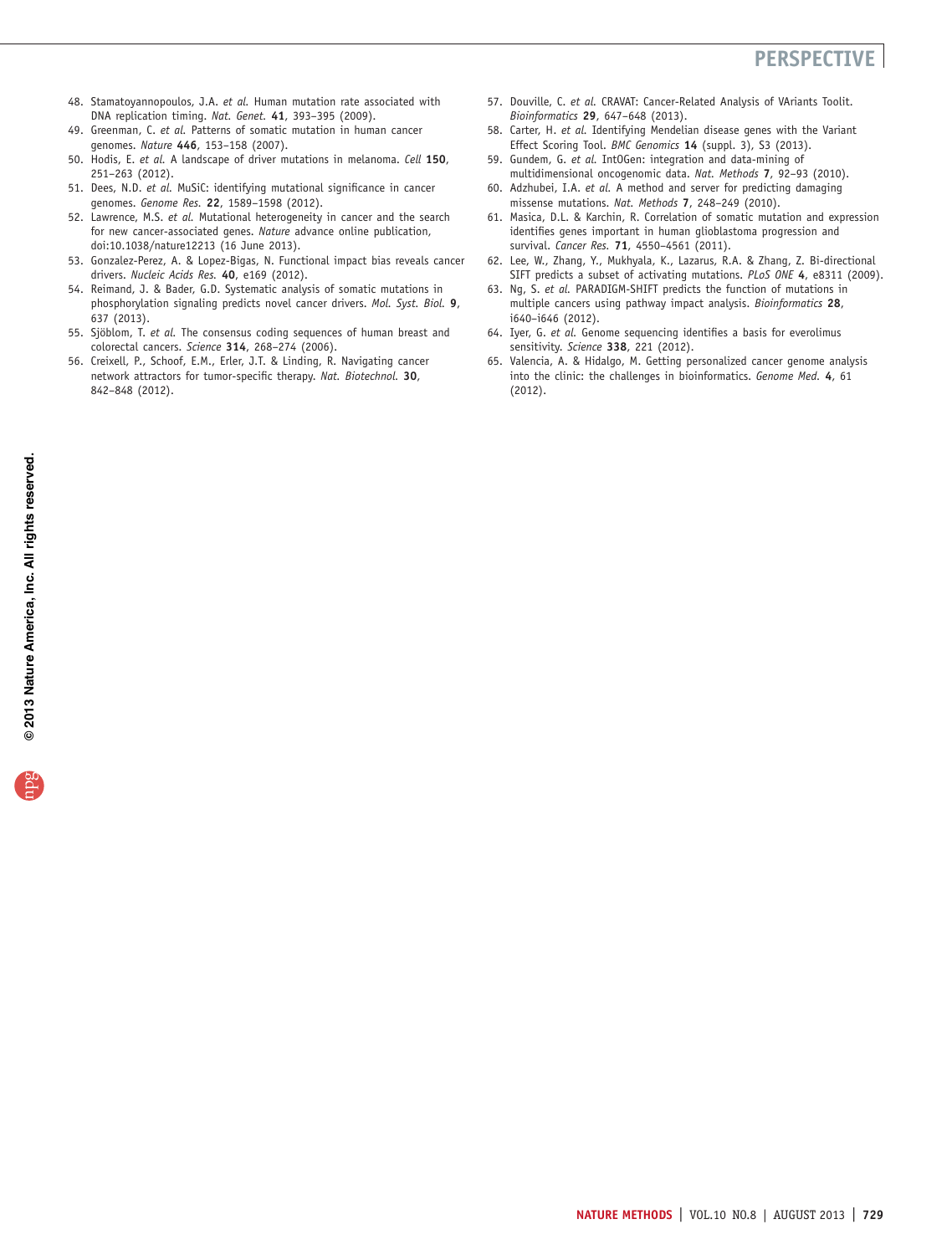48. Stamatoyannopoulos, J.A. *et al.* Human mutation rate associated with DNA replication timing. *Nat. Genet.* **41**, 393–395 (2009).
49. Greenman, C. *et al.* Patterns of somatic mutation in human cancer genomes. *Nature* **446**, 153–158 (2007).
50. Hodis, E. *et al.* A landscape of driver mutations in melanoma. *Cell* **150**, 251–263 (2012).
51. Dees, N.D. *et al.* MuSiC: identifying mutational significance in cancer genomes. *Genome Res.* **22**, 1589–1598 (2012).
52. Lawrence, M.S. *et al.* Mutational heterogeneity in cancer and the search for new cancer-associated genes. *Nature* advance online publication, doi:10.1038/nature12213 (16 June 2013).
53. Gonzalez-Perez, A. & Lopez-Bigas, N. Functional impact bias reveals cancer drivers. *Nucleic Acids Res.* **40**, e169 (2012).
54. Reimand, J. & Bader, G.D. Systematic analysis of somatic mutations in phosphorylation signaling predicts novel cancer drivers. *Mol. Syst. Biol.* **9**, 637 (2013).
55. Sjöblom, T. *et al.* The consensus coding sequences of human breast and colorectal cancers. *Science* **314**, 268–274 (2006).
56. Creixell, P., Schoof, E.M., Erler, J.T. & Linding, R. Navigating cancer network attractors for tumor-specific therapy. *Nat. Biotechnol.* **30**, 842–848 (2012).
57. Douville, C. *et al.* CRAVAT: Cancer-Related Analysis of VAriants Toolit. *Bioinformatics* **29**, 647–648 (2013).
58. Carter, H. *et al.* Identifying Mendelian disease genes with the Variant Effect Scoring Tool. *BMC Genomics* **14** (suppl. 3), S3 (2013).
59. Gundem, G. *et al.* IntOGen: integration and data-mining of multidimensional oncogenomic data. *Nat. Methods* **7**, 92–93 (2010).
60. Adzhubei, I.A. *et al.* A method and server for predicting damaging missense mutations. *Nat. Methods* **7**, 248–249 (2010).
61. Masica, D.L. & Karchin, R. Correlation of somatic mutation and expression identifies genes important in human glioblastoma progression and survival. *Cancer Res.* **71**, 4550–4561 (2011).
62. Lee, W., Zhang, Y., Mukhyala, K., Lazarus, R.A. & Zhang, Z. Bi-directional SIFT predicts a subset of activating mutations. *PLoS ONE* **4**, e8311 (2009).
63. Ng, S. *et al.* PARADIGM-SHIFT predicts the function of mutations in multiple cancers using pathway impact analysis. *Bioinformatics* **28**, i640–i646 (2012).
64. Iyer, G. *et al.* Genome sequencing identifies a basis for everolimus sensitivity. *Science* **338**, 221 (2012).
65. Valencia, A. & Hidalgo, M. Getting personalized cancer genome analysis into the clinic: the challenges in bioinformatics. *Genome Med.* **4**, 61 (2012).